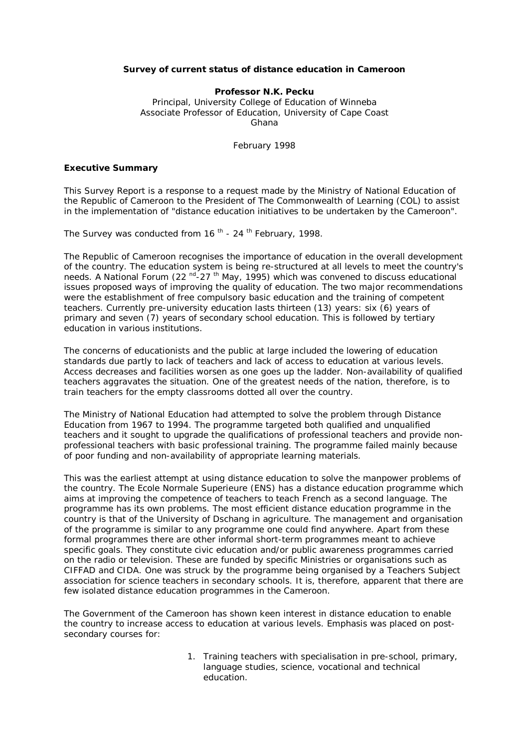**Survey of current status of distance education in Cameroon**

**Professor N.K. Pecku**
Principal, University College of Education of Winneba
Associate Professor of Education, University of Cape Coast
Ghana

February 1998

**Executive Summary**

This Survey Report is a response to a request made by the Ministry of National Education of the Republic of Cameroon to the President of The Commonwealth of Learning (COL) to assist in the implementation of "distance education initiatives to be undertaken by the Cameroon".

The Survey was conducted from 16th - 24th February, 1998.

The Republic of Cameroon recognises the importance of education in the overall development of the country. The education system is being re-structured at all levels to meet the country's needs. A National Forum (22nd-27th May, 1995) which was convened to discuss educational issues proposed ways of improving the quality of education. The two major recommendations were the establishment of free compulsory basic education and the training of competent teachers. Currently pre-university education lasts thirteen (13) years: six (6) years of primary and seven (7) years of secondary school education. This is followed by tertiary education in various institutions.

The concerns of educationists and the public at large included the lowering of education standards due partly to lack of teachers and lack of access to education at various levels. Access decreases and facilities worsen as one goes up the ladder. Non-availability of qualified teachers aggravates the situation. One of the greatest needs of the nation, therefore, is to train teachers for the empty classrooms dotted all over the country.

The Ministry of National Education had attempted to solve the problem through Distance Education from 1967 to 1994. The programme targeted both qualified and unqualified teachers and it sought to upgrade the qualifications of professional teachers and provide non-professional teachers with basic professional training. The programme failed mainly because of poor funding and non-availability of appropriate learning materials.

This was the earliest attempt at using distance education to solve the manpower problems of the country. The Ecole Normale Superieure (ENS) has a distance education programme which aims at improving the competence of teachers to teach French as a second language. The programme has its own problems. The most efficient distance education programme in the country is that of the University of Dschang in agriculture. The management and organisation of the programme is similar to any programme one could find anywhere. Apart from these formal programmes there are other informal short-term programmes meant to achieve specific goals. They constitute civic education and/or public awareness programmes carried on the radio or television. These are funded by specific Ministries or organisations such as CIFFAD and CIDA. One was struck by the programme being organised by a Teachers Subject association for science teachers in secondary schools. It is, therefore, apparent that there are few isolated distance education programmes in the Cameroon.

The Government of the Cameroon has shown keen interest in distance education to enable the country to increase access to education at various levels. Emphasis was placed on post-secondary courses for:

1. Training teachers with specialisation in pre-school, primary, language studies, science, vocational and technical education.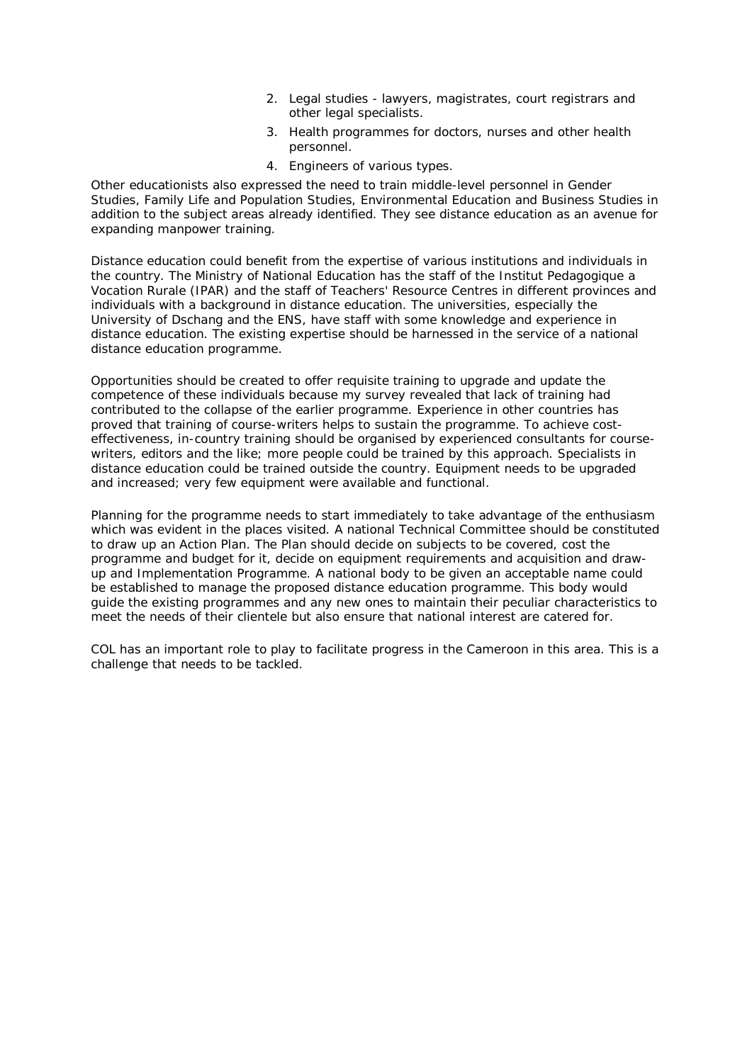2. Legal studies - lawyers, magistrates, court registrars and other legal specialists.
3. Health programmes for doctors, nurses and other health personnel.
4. Engineers of various types.

Other educationists also expressed the need to train middle-level personnel in Gender Studies, Family Life and Population Studies, Environmental Education and Business Studies in addition to the subject areas already identified. They see distance education as an avenue for expanding manpower training.

Distance education could benefit from the expertise of various institutions and individuals in the country. The Ministry of National Education has the staff of the Institut Pedagogique a Vocation Rurale (IPAR) and the staff of Teachers' Resource Centres in different provinces and individuals with a background in distance education. The universities, especially the University of Dschang and the ENS, have staff with some knowledge and experience in distance education. The existing expertise should be harnessed in the service of a national distance education programme.

Opportunities should be created to offer requisite training to upgrade and update the competence of these individuals because my survey revealed that lack of training had contributed to the collapse of the earlier programme. Experience in other countries has proved that training of course-writers helps to sustain the programme. To achieve cost-effectiveness, in-country training should be organised by experienced consultants for course-writers, editors and the like; more people could be trained by this approach. Specialists in distance education could be trained outside the country. Equipment needs to be upgraded and increased; very few equipment were available and functional.

Planning for the programme needs to start immediately to take advantage of the enthusiasm which was evident in the places visited. A national Technical Committee should be constituted to draw up an Action Plan. The Plan should decide on subjects to be covered, cost the programme and budget for it, decide on equipment requirements and acquisition and draw-up and Implementation Programme. A national body to be given an acceptable name could be established to manage the proposed distance education programme. This body would guide the existing programmes and any new ones to maintain their peculiar characteristics to meet the needs of their clientele but also ensure that national interest are catered for.

COL has an important role to play to facilitate progress in the Cameroon in this area. This is a challenge that needs to be tackled.